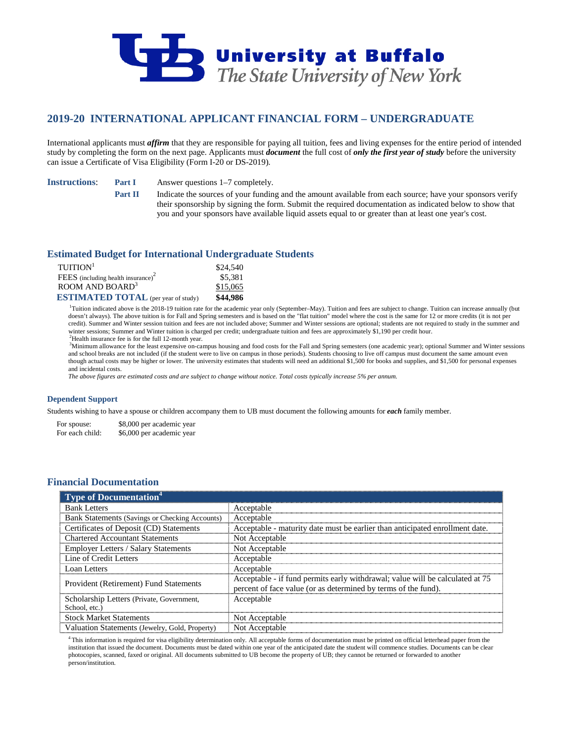University at Buffalo
*The State University of New York*

## 2019-20 INTERNATIONAL APPLICANT FINANCIAL FORM – UNDERGRADUATE

International applicants must ***affirm*** that they are responsible for paying all tuition, fees and living expenses for the entire period of intended study by completing the form on the next page. Applicants must ***document*** the full cost of ***only the first year of study*** before the university can issue a Certificate of Visa Eligibility (Form I-20 or DS-2019).

**Instructions**:

**Part I** Answer questions 1–7 completely.

**Part II** Indicate the sources of your funding and the amount available from each source; have your sponsors verify their sponsorship by signing the form. Submit the required documentation as indicated below to show that you and your sponsors have available liquid assets equal to or greater than at least one year's cost.

### Estimated Budget for International Undergraduate Students

| | |
|---|---|
| TUITION[1] | $24,540 |
| FEES (including health insurance)[2] | $5,381 |
| ROOM AND BOARD[3] | $15,065 |
| **ESTIMATED TOTAL** (per year of study) | **$44,986** |

[1]Tuition indicated above is the 2018-19 tuition rate for the academic year only (September–May). Tuition and fees are subject to change. Tuition can increase annually (but doesn't always). The above tuition is for Fall and Spring semesters and is based on the "flat tuition" model where the cost is the same for 12 or more credits (it is not per credit). Summer and Winter session tuition and fees are not included above; Summer and Winter sessions are optional; students are not required to study in the summer and winter sessions; Summer and Winter tuition is charged per credit; undergraduate tuition and fees are approximately $1,190 per credit hour.

[2]Health insurance fee is for the full 12-month year.

[3]Minimum allowance for the least expensive on-campus housing and food costs for the Fall and Spring semesters (one academic year); optional Summer and Winter sessions and school breaks are not included (if the student were to live on campus in those periods). Students choosing to live off campus must document the same amount even though actual costs may be higher or lower. The university estimates that students will need an additional $1,500 for books and supplies, and $1,500 for personal expenses and incidental costs.

*The above figures are estimated costs and are subject to change without notice. Total costs typically increase 5% per annum.*

#### Dependent Support

Students wishing to have a spouse or children accompany them to UB must document the following amounts for ***each*** family member.

| | |
|---|---|
| For spouse: | $8,000 per academic year |
| For each child: | $6,000 per academic year |

### Financial Documentation

| Type of Documentation[4] | |
|---|---|
| Bank Letters | Acceptable |
| Bank Statements (Savings or Checking Accounts) | Acceptable |
| Certificates of Deposit (CD) Statements | Acceptable - maturity date must be earlier than anticipated enrollment date. |
| Chartered Accountant Statements | Not Acceptable |
| Employer Letters / Salary Statements | Not Acceptable |
| Line of Credit Letters | Acceptable |
| Loan Letters | Acceptable |
| Provident (Retirement) Fund Statements | Acceptable - if fund permits early withdrawal; value will be calculated at 75 percent of face value (or as determined by terms of the fund). |
| Scholarship Letters (Private, Government, School, etc.) | Acceptable |
| Stock Market Statements | Not Acceptable |
| Valuation Statements (Jewelry, Gold, Property) | Not Acceptable |

[4]This information is required for visa eligibility determination only. All acceptable forms of documentation must be printed on official letterhead paper from the institution that issued the document. Documents must be dated within one year of the anticipated date the student will commence studies. Documents can be clear photocopies, scanned, faxed or original. All documents submitted to UB become the property of UB; they cannot be returned or forwarded to another person/institution.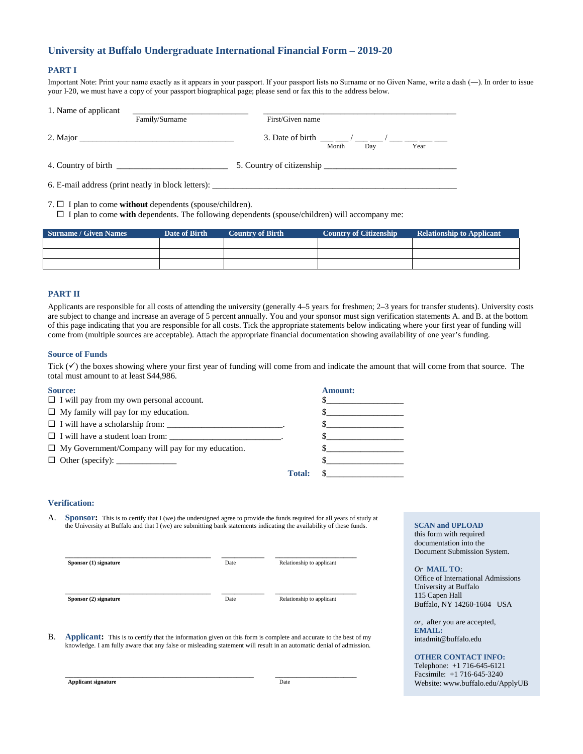# University at Buffalo Undergraduate International Financial Form – 2019-20

## PART I

Important Note: Print your name exactly as it appears in your passport. If your passport lists no Surname or no Given Name, write a dash (—). In order to issue your I-20, we must have a copy of your passport biographical page; please send or fax this to the address below.

1. Name of applicant ___________________________ ______________________________________________
   Family/Surname First/Given name

2. Major ____________________________________ 3. Date of birth ___ ___ / ___ ___ / ___ ___ ___ ___
   Month Day Year

4. Country of birth __________________________ 5. Country of citizenship ______________________________

6. E-mail address (print neatly in block letters): ___________________________________________________________

7. ☐ I plan to come **without** dependents (spouse/children).
   ☐ I plan to come **with** dependents. The following dependents (spouse/children) will accompany me:

| Surname / Given Names | Date of Birth | Country of Birth | Country of Citizenship | Relationship to Applicant |
|---|---|---|---|---|
| | | | | |
| | | | | |
| | | | | |

## PART II

Applicants are responsible for all costs of attending the university (generally 4–5 years for freshmen; 2–3 years for transfer students). University costs are subject to change and increase an average of 5 percent annually. You and your sponsor must sign verification statements A. and B. at the bottom of this page indicating that you are responsible for all costs. Tick the appropriate statements below indicating where your first year of funding will come from (multiple sources are acceptable). Attach the appropriate financial documentation showing availability of one year's funding.

### Source of Funds

Tick (✓) the boxes showing where your first year of funding will come from and indicate the amount that will come from that source. The total must amount to at least $44,986.

| Source: | Amount: |
|---|---|
| ☐ I will pay from my own personal account. | $__________________ |
| ☐ My family will pay for my education. | $__________________ |
| ☐ I will have a scholarship from: ___________________________. | $__________________ |
| ☐ I will have a student loan from: ___________________________. | $__________________ |
| ☐ My Government/Company will pay for my education. | $__________________ |
| ☐ Other (specify): ______________ | $__________________ |
| **Total:** | $__________________ |

### Verification:

A. **Sponsor:** This is to certify that I (we) the undersigned agree to provide the funds required for all years of study at the University at Buffalo and that I (we) are submitting bank statements indicating the availability of these funds.

_______________________________________ ___________ ______________________
**Sponsor (1) signature** Date Relationship to applicant

_______________________________________ ___________ ______________________
**Sponsor (2) signature** Date Relationship to applicant

B. **Applicant:** This is to certify that the information given on this form is complete and accurate to the best of my knowledge. I am fully aware that any false or misleading statement will result in an automatic denial of admission.

__________________________________________________ ______________________
**Applicant signature** Date

**SCAN and UPLOAD** this form with required documentation into the Document Submission System.

*Or* **MAIL TO**:
Office of International Admissions
University at Buffalo
115 Capen Hall
Buffalo, NY 14260-1604 USA

*or*, after you are accepted, **EMAIL:**
intadmit@buffalo.edu

**OTHER CONTACT INFO:**
Telephone: +1 716-645-6121
Facsimile: +1 716-645-3240
Website: www.buffalo.edu/ApplyUB